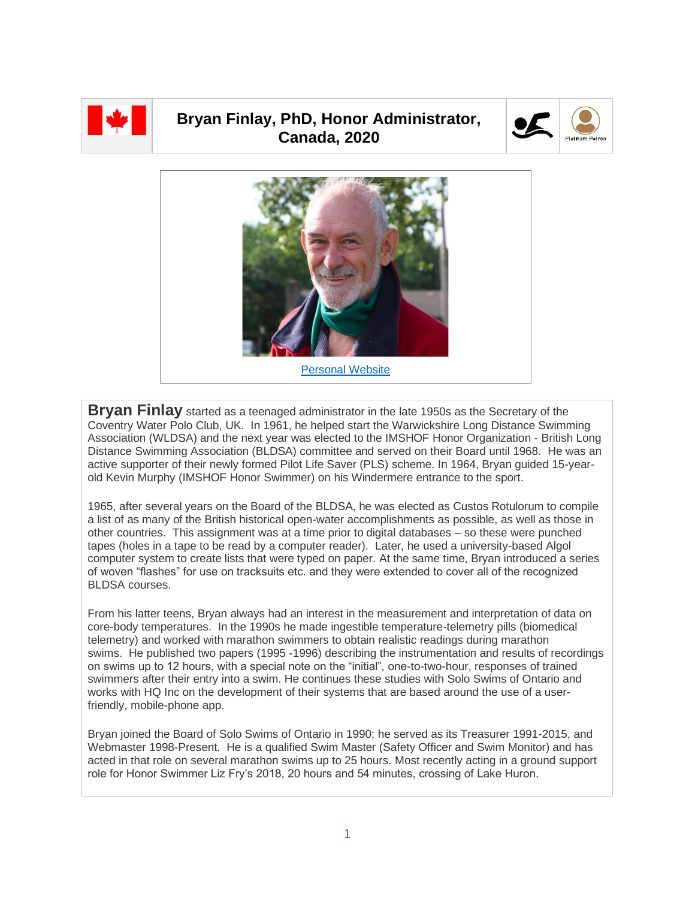# Bryan Finlay, PhD, Honor Administrator, Canada, 2020

Platinum Patron

[Personal Website]

**Bryan Finlay** started as a teenaged administrator in the late 1950s as the Secretary of the Coventry Water Polo Club, UK. In 1961, he helped start the Warwickshire Long Distance Swimming Association (WLDSA) and the next year was elected to the IMSHOF Honor Organization - British Long Distance Swimming Association (BLDSA) committee and served on their Board until 1968. He was an active supporter of their newly formed Pilot Life Saver (PLS) scheme. In 1964, Bryan guided 15-year-old Kevin Murphy (IMSHOF Honor Swimmer) on his Windermere entrance to the sport.

1965, after several years on the Board of the BLDSA, he was elected as Custos Rotulorum to compile a list of as many of the British historical open-water accomplishments as possible, as well as those in other countries. This assignment was at a time prior to digital databases – so these were punched tapes (holes in a tape to be read by a computer reader). Later, he used a university-based Algol computer system to create lists that were typed on paper. At the same time, Bryan introduced a series of woven "flashes" for use on tracksuits etc. and they were extended to cover all of the recognized BLDSA courses.

From his latter teens, Bryan always had an interest in the measurement and interpretation of data on core-body temperatures. In the 1990s he made ingestible temperature-telemetry pills (biomedical telemetry) and worked with marathon swimmers to obtain realistic readings during marathon swims. He published two papers (1995 -1996) describing the instrumentation and results of recordings on swims up to 12 hours, with a special note on the "initial", one-to-two-hour, responses of trained swimmers after their entry into a swim. He continues these studies with Solo Swims of Ontario and works with HQ Inc on the development of their systems that are based around the use of a user-friendly, mobile-phone app.

Bryan joined the Board of Solo Swims of Ontario in 1990; he served as its Treasurer 1991-2015, and Webmaster 1998-Present. He is a qualified Swim Master (Safety Officer and Swim Monitor) and has acted in that role on several marathon swims up to 25 hours. Most recently acting in a ground support role for Honor Swimmer Liz Fry's 2018, 20 hours and 54 minutes, crossing of Lake Huron.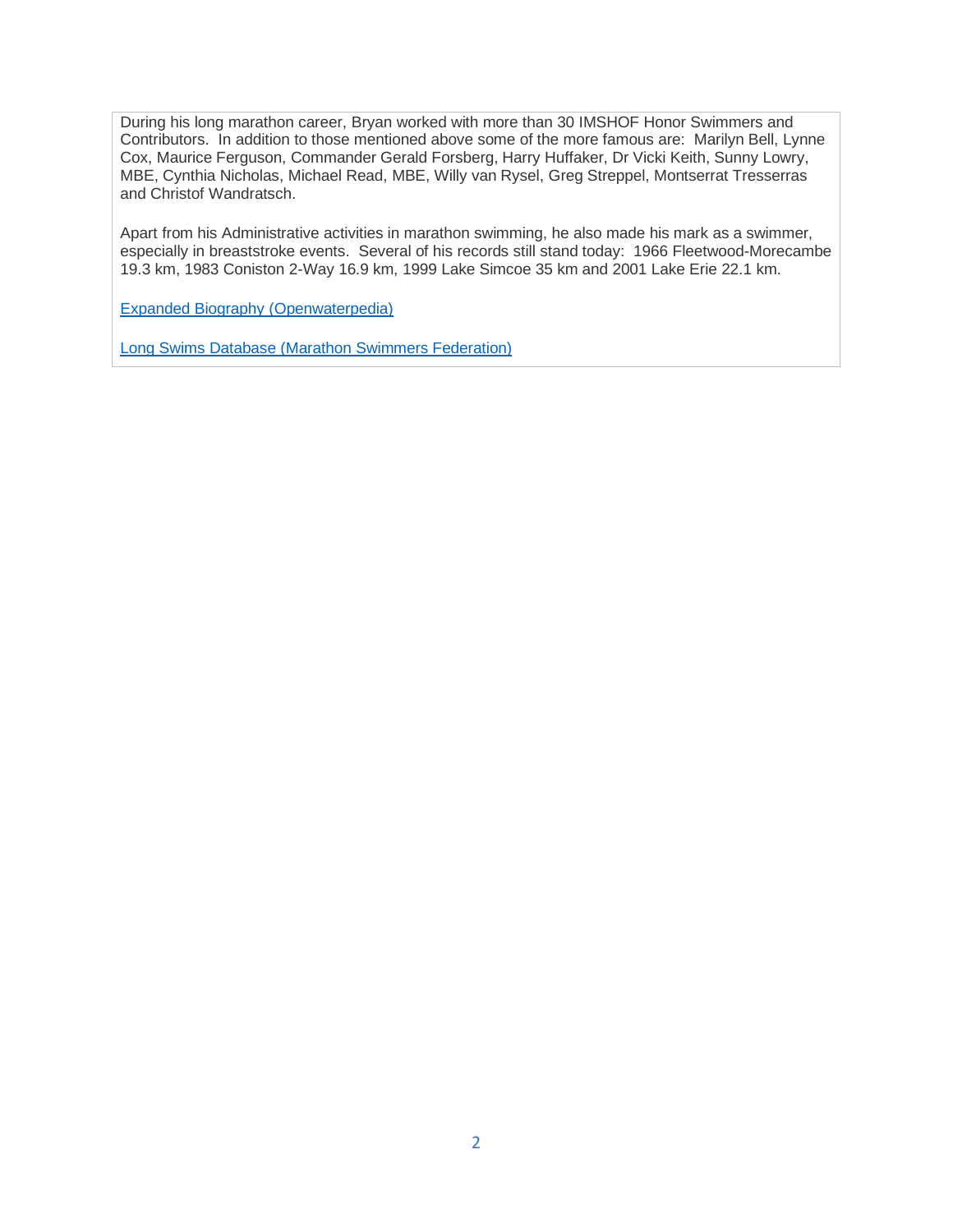During his long marathon career, Bryan worked with more than 30 IMSHOF Honor Swimmers and Contributors. In addition to those mentioned above some of the more famous are: Marilyn Bell, Lynne Cox, Maurice Ferguson, Commander Gerald Forsberg, Harry Huffaker, Dr Vicki Keith, Sunny Lowry, MBE, Cynthia Nicholas, Michael Read, MBE, Willy van Rysel, Greg Streppel, Montserrat Tresserras and Christof Wandratsch.

Apart from his Administrative activities in marathon swimming, he also made his mark as a swimmer, especially in breaststroke events. Several of his records still stand today: 1966 Fleetwood-Morecambe 19.3 km, 1983 Coniston 2-Way 16.9 km, 1999 Lake Simcoe 35 km and 2001 Lake Erie 22.1 km.

Expanded Biography (Openwaterpedia)

Long Swims Database (Marathon Swimmers Federation)